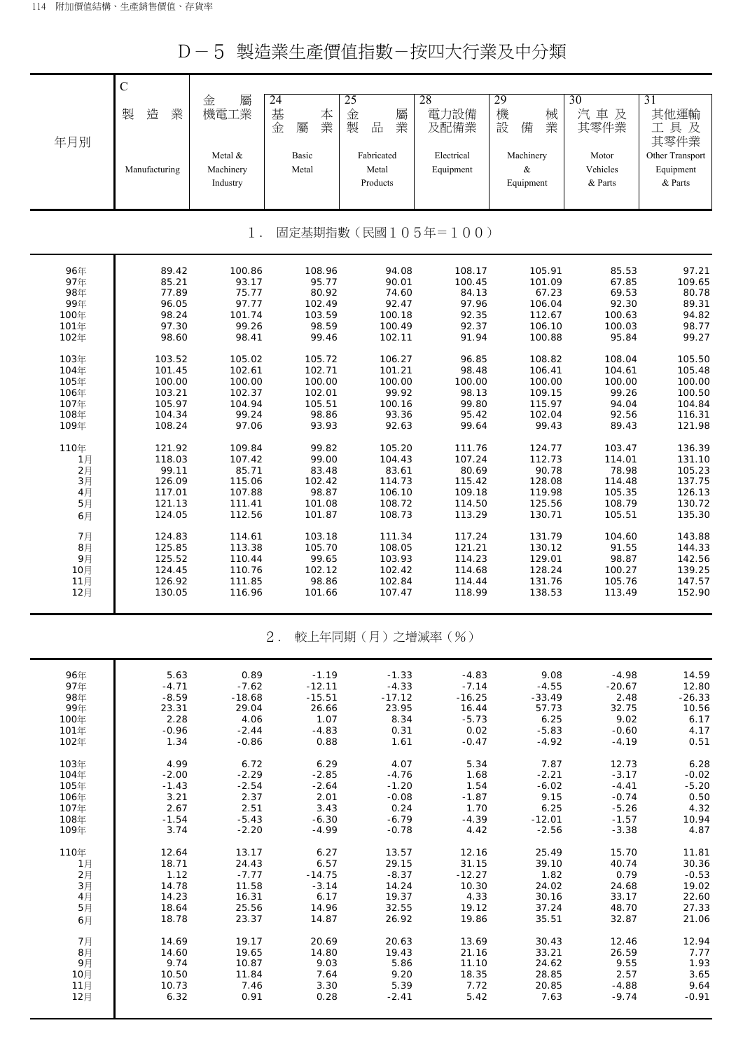# D－5 製造業生產價值指數－按四大行業及中分類

| 年月別 | C 製造業 Manufacturing | 金屬機電工業 Metal & Machinery Industry | 24 基本金屬業 Basic Metal | 25 金屬製品業 Fabricated Metal Products | 28 電力設備及配備業 Electrical Equipment | 29 機械設備業 Machinery & Equipment | 30 汽車及其零件業 Motor Vehicles & Parts | 31 其他運輸工具及其零件業 Other Transport Equipment & Parts |
|---|---|---|---|---|---|---|---|---|
| **1．固定基期指數（民國105年＝100）** | | | | | | | | |
| 96年 | 89.42 | 100.86 | 108.96 | 94.08 | 108.17 | 105.91 | 85.53 | 97.21 |
| 97年 | 85.21 | 93.17 | 95.77 | 90.01 | 100.45 | 101.09 | 67.85 | 109.65 |
| 98年 | 77.89 | 75.77 | 80.92 | 74.60 | 84.13 | 67.23 | 69.53 | 80.78 |
| 99年 | 96.05 | 97.77 | 102.49 | 92.47 | 97.96 | 106.04 | 92.30 | 89.31 |
| 100年 | 98.24 | 101.74 | 103.59 | 100.18 | 92.35 | 112.67 | 100.63 | 94.82 |
| 101年 | 97.30 | 99.26 | 98.59 | 100.49 | 92.37 | 106.10 | 100.03 | 98.77 |
| 102年 | 98.60 | 98.41 | 99.46 | 102.11 | 91.94 | 100.88 | 95.84 | 99.27 |
| 103年 | 103.52 | 105.02 | 105.72 | 106.27 | 96.85 | 108.82 | 108.04 | 105.50 |
| 104年 | 101.45 | 102.61 | 102.71 | 101.21 | 98.48 | 106.41 | 104.61 | 105.48 |
| 105年 | 100.00 | 100.00 | 100.00 | 100.00 | 100.00 | 100.00 | 100.00 | 100.00 |
| 106年 | 103.21 | 102.37 | 102.01 | 99.92 | 98.13 | 109.15 | 99.26 | 100.50 |
| 107年 | 105.97 | 104.94 | 105.51 | 100.16 | 99.80 | 115.97 | 94.04 | 104.84 |
| 108年 | 104.34 | 99.24 | 98.86 | 93.36 | 95.42 | 102.04 | 92.56 | 116.31 |
| 109年 | 108.24 | 97.06 | 93.93 | 92.63 | 99.64 | 99.43 | 89.43 | 121.98 |
| 110年 | 121.92 | 109.84 | 99.82 | 105.20 | 111.76 | 124.77 | 103.47 | 136.39 |
| 1月 | 118.03 | 107.42 | 99.00 | 104.43 | 107.24 | 112.73 | 114.01 | 131.10 |
| 2月 | 99.11 | 85.71 | 83.48 | 83.61 | 80.69 | 90.78 | 78.98 | 105.23 |
| 3月 | 126.09 | 115.06 | 102.42 | 114.73 | 115.42 | 128.08 | 114.48 | 137.75 |
| 4月 | 117.01 | 107.88 | 98.87 | 106.10 | 109.18 | 119.98 | 105.35 | 126.13 |
| 5月 | 121.13 | 111.41 | 101.08 | 108.72 | 114.50 | 125.56 | 108.79 | 130.72 |
| 6月 | 124.05 | 112.56 | 101.87 | 108.73 | 113.29 | 130.71 | 105.51 | 135.30 |
| 7月 | 124.83 | 114.61 | 103.18 | 111.34 | 117.24 | 131.79 | 104.60 | 143.88 |
| 8月 | 125.85 | 113.38 | 105.70 | 108.05 | 121.21 | 130.12 | 91.55 | 144.33 |
| 9月 | 125.52 | 110.44 | 99.65 | 103.93 | 114.23 | 129.01 | 98.87 | 142.56 |
| 10月 | 124.45 | 110.76 | 102.12 | 102.42 | 114.68 | 128.24 | 100.27 | 139.25 |
| 11月 | 126.92 | 111.85 | 98.86 | 102.84 | 114.44 | 131.76 | 105.76 | 147.57 |
| 12月 | 130.05 | 116.96 | 101.66 | 107.47 | 118.99 | 138.53 | 113.49 | 152.90 |
| **2．較上年同期（月）之增減率（%）** | | | | | | | | |
| 96年 | 5.63 | 0.89 | -1.19 | -1.33 | -4.83 | 9.08 | -4.98 | 14.59 |
| 97年 | -4.71 | -7.62 | -12.11 | -4.33 | -7.14 | -4.55 | -20.67 | 12.80 |
| 98年 | -8.59 | -18.68 | -15.51 | -17.12 | -16.25 | -33.49 | 2.48 | -26.33 |
| 99年 | 23.31 | 29.04 | 26.66 | 23.95 | 16.44 | 57.73 | 32.75 | 10.56 |
| 100年 | 2.28 | 4.06 | 1.07 | 8.34 | -5.73 | 6.25 | 9.02 | 6.17 |
| 101年 | -0.96 | -2.44 | -4.83 | 0.31 | 0.02 | -5.83 | -0.60 | 4.17 |
| 102年 | 1.34 | -0.86 | 0.88 | 1.61 | -0.47 | -4.92 | -4.19 | 0.51 |
| 103年 | 4.99 | 6.72 | 6.29 | 4.07 | 5.34 | 7.87 | 12.73 | 6.28 |
| 104年 | -2.00 | -2.29 | -2.85 | -4.76 | 1.68 | -2.21 | -3.17 | -0.02 |
| 105年 | -1.43 | -2.54 | -2.64 | -1.20 | 1.54 | -6.02 | -4.41 | -5.20 |
| 106年 | 3.21 | 2.37 | 2.01 | -0.08 | -1.87 | 9.15 | -0.74 | 0.50 |
| 107年 | 2.67 | 2.51 | 3.43 | 0.24 | 1.70 | 6.25 | -5.26 | 4.32 |
| 108年 | -1.54 | -5.43 | -6.30 | -6.79 | -4.39 | -12.01 | -1.57 | 10.94 |
| 109年 | 3.74 | -2.20 | -4.99 | -0.78 | 4.42 | -2.56 | -3.38 | 4.87 |
| 110年 | 12.64 | 13.17 | 6.27 | 13.57 | 12.16 | 25.49 | 15.70 | 11.81 |
| 1月 | 18.71 | 24.43 | 6.57 | 29.15 | 31.15 | 39.10 | 40.74 | 30.36 |
| 2月 | 1.12 | -7.77 | -14.75 | -8.37 | -12.27 | 1.82 | 0.79 | -0.53 |
| 3月 | 14.78 | 11.58 | -3.14 | 14.24 | 10.30 | 24.02 | 24.68 | 19.02 |
| 4月 | 14.23 | 16.31 | 6.17 | 19.37 | 4.33 | 30.16 | 33.17 | 22.60 |
| 5月 | 18.64 | 25.56 | 14.96 | 32.55 | 19.12 | 37.24 | 48.70 | 27.33 |
| 6月 | 18.78 | 23.37 | 14.87 | 26.92 | 19.86 | 35.51 | 32.87 | 21.06 |
| 7月 | 14.69 | 19.17 | 20.69 | 20.63 | 13.69 | 30.43 | 12.46 | 12.94 |
| 8月 | 14.60 | 19.65 | 14.80 | 19.43 | 21.16 | 33.21 | 26.59 | 7.77 |
| 9月 | 9.74 | 10.87 | 9.03 | 5.86 | 11.10 | 24.62 | 9.55 | 1.93 |
| 10月 | 10.50 | 11.84 | 7.64 | 9.20 | 18.35 | 28.85 | 2.57 | 3.65 |
| 11月 | 10.73 | 7.46 | 3.30 | 5.39 | 7.72 | 20.85 | -4.88 | 9.64 |
| 12月 | 6.32 | 0.91 | 0.28 | -2.41 | 5.42 | 7.63 | -9.74 | -0.91 |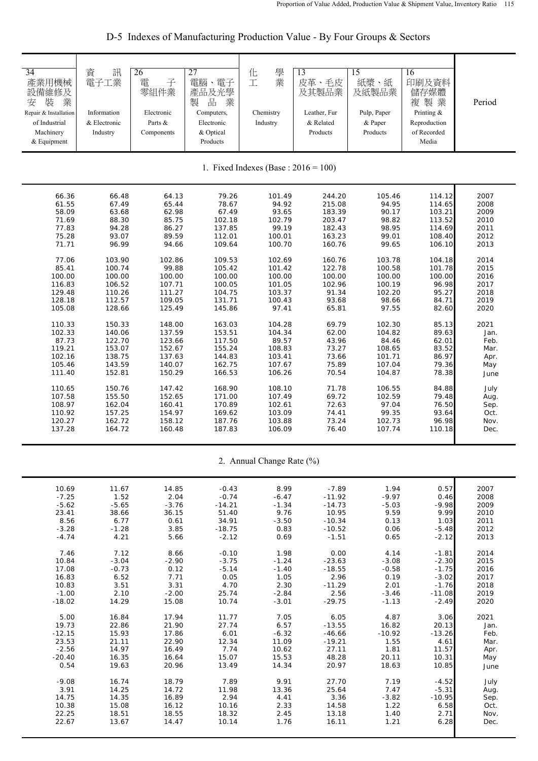# D-5 Indexes of Manufacturing Production Value - By Four Groups & Sectors

| 34 產業用機械設備維修及安裝業 Repair & Installation of Industrial Machinery & Equipment | 資訊電子工業 Information & Electronic Industry | 26 電子零組件業 Electronic Parts & Components | 27 電腦、電子產品及光學製品業 Computers, Electronic & Optical Products | 化學工業 Chemistry Industry | 13 皮革、毛皮及其製品業 Leather, Fur & Related Products | 15 紙漿、紙及紙製品業 Pulp, Paper & Paper Products | 16 印刷及資料儲存媒體複製業 Printing & Reproduction of Recorded Media | Period |
|---|---|---|---|---|---|---|---|---|
| **1. Fixed Indexes (Base : 2016 = 100)** | | | | | | | | |
| 66.36 | 66.48 | 64.13 | 79.26 | 101.49 | 244.20 | 105.46 | 114.12 | 2007 |
| 61.55 | 67.49 | 65.44 | 78.67 | 94.92 | 215.08 | 94.95 | 114.65 | 2008 |
| 58.09 | 63.68 | 62.98 | 67.49 | 93.65 | 183.39 | 90.17 | 103.21 | 2009 |
| 71.69 | 88.30 | 85.75 | 102.18 | 102.79 | 203.47 | 98.82 | 113.52 | 2010 |
| 77.83 | 94.28 | 86.27 | 137.85 | 99.19 | 182.43 | 98.95 | 114.69 | 2011 |
| 75.28 | 93.07 | 89.59 | 112.01 | 100.01 | 163.23 | 99.01 | 108.40 | 2012 |
| 71.71 | 96.99 | 94.66 | 109.64 | 100.70 | 160.76 | 99.65 | 106.10 | 2013 |
| 77.06 | 103.90 | 102.86 | 109.53 | 102.69 | 160.76 | 103.78 | 104.18 | 2014 |
| 85.41 | 100.74 | 99.88 | 105.42 | 101.42 | 122.78 | 100.58 | 101.78 | 2015 |
| 100.00 | 100.00 | 100.00 | 100.00 | 100.00 | 100.00 | 100.00 | 100.00 | 2016 |
| 116.83 | 106.52 | 107.71 | 100.05 | 101.05 | 102.96 | 100.19 | 96.98 | 2017 |
| 129.48 | 110.26 | 111.27 | 104.75 | 103.37 | 91.34 | 102.20 | 95.27 | 2018 |
| 128.18 | 112.57 | 109.05 | 131.71 | 100.43 | 93.68 | 98.66 | 84.71 | 2019 |
| 105.08 | 128.66 | 125.49 | 145.86 | 97.41 | 65.81 | 97.55 | 82.60 | 2020 |
| 110.33 | 150.33 | 148.00 | 163.03 | 104.28 | 69.79 | 102.30 | 85.13 | 2021 |
| 102.33 | 140.06 | 137.59 | 153.51 | 104.34 | 62.00 | 104.82 | 89.63 | Jan. |
| 87.73 | 122.70 | 123.66 | 117.50 | 89.57 | 43.96 | 84.46 | 62.01 | Feb. |
| 119.21 | 153.07 | 152.67 | 155.24 | 108.83 | 73.27 | 108.65 | 83.52 | Mar. |
| 102.16 | 138.75 | 137.63 | 144.83 | 103.41 | 73.66 | 101.71 | 86.97 | Apr. |
| 105.46 | 143.59 | 140.07 | 162.75 | 107.67 | 75.89 | 107.04 | 79.36 | May |
| 111.40 | 152.81 | 150.29 | 166.53 | 106.26 | 70.54 | 104.87 | 78.38 | June |
| 110.65 | 150.76 | 147.42 | 168.90 | 108.10 | 71.78 | 106.55 | 84.88 | July |
| 107.58 | 155.50 | 152.65 | 171.00 | 107.49 | 69.72 | 102.59 | 79.48 | Aug. |
| 108.97 | 162.04 | 160.41 | 170.89 | 102.61 | 72.63 | 97.04 | 76.50 | Sep. |
| 110.92 | 157.25 | 154.97 | 169.62 | 103.09 | 74.41 | 99.35 | 93.64 | Oct. |
| 120.27 | 162.72 | 158.12 | 187.76 | 103.88 | 73.24 | 102.73 | 96.98 | Nov. |
| 137.28 | 164.72 | 160.48 | 187.83 | 106.09 | 76.40 | 107.74 | 110.18 | Dec. |
| **2. Annual Change Rate (%)** | | | | | | | | |
| 10.69 | 11.67 | 14.85 | -0.43 | 8.99 | -7.89 | 1.94 | 0.57 | 2007 |
| -7.25 | 1.52 | 2.04 | -0.74 | -6.47 | -11.92 | -9.97 | 0.46 | 2008 |
| -5.62 | -5.65 | -3.76 | -14.21 | -1.34 | -14.73 | -5.03 | -9.98 | 2009 |
| 23.41 | 38.66 | 36.15 | 51.40 | 9.76 | 10.95 | 9.59 | 9.99 | 2010 |
| 8.56 | 6.77 | 0.61 | 34.91 | -3.50 | -10.34 | 0.13 | 1.03 | 2011 |
| -3.28 | -1.28 | 3.85 | -18.75 | 0.83 | -10.52 | 0.06 | -5.48 | 2012 |
| -4.74 | 4.21 | 5.66 | -2.12 | 0.69 | -1.51 | 0.65 | -2.12 | 2013 |
| 7.46 | 7.12 | 8.66 | -0.10 | 1.98 | 0.00 | 4.14 | -1.81 | 2014 |
| 10.84 | -3.04 | -2.90 | -3.75 | -1.24 | -23.63 | -3.08 | -2.30 | 2015 |
| 17.08 | -0.73 | 0.12 | -5.14 | -1.40 | -18.55 | -0.58 | -1.75 | 2016 |
| 16.83 | 6.52 | 7.71 | 0.05 | 1.05 | 2.96 | 0.19 | -3.02 | 2017 |
| 10.83 | 3.51 | 3.31 | 4.70 | 2.30 | -11.29 | 2.01 | -1.76 | 2018 |
| -1.00 | 2.10 | -2.00 | 25.74 | -2.84 | 2.56 | -3.46 | -11.08 | 2019 |
| -18.02 | 14.29 | 15.08 | 10.74 | -3.01 | -29.75 | -1.13 | -2.49 | 2020 |
| 5.00 | 16.84 | 17.94 | 11.77 | 7.05 | 6.05 | 4.87 | 3.06 | 2021 |
| 19.73 | 22.86 | 21.90 | 27.74 | 6.57 | -13.55 | 16.82 | 20.13 | Jan. |
| -12.15 | 15.93 | 17.86 | 6.01 | -6.32 | -46.66 | -10.92 | -13.26 | Feb. |
| 23.53 | 21.11 | 22.90 | 12.34 | 11.09 | -19.21 | 1.55 | 4.61 | Mar. |
| -2.56 | 14.97 | 16.49 | 7.74 | 10.62 | 27.11 | 1.81 | 11.57 | Apr. |
| -20.40 | 16.35 | 16.64 | 15.07 | 15.53 | 48.28 | 20.11 | 10.31 | May |
| 0.54 | 19.63 | 20.96 | 13.49 | 14.34 | 20.97 | 18.63 | 10.85 | June |
| -9.08 | 16.74 | 18.79 | 7.89 | 9.91 | 27.70 | 7.19 | -4.52 | July |
| 3.91 | 14.25 | 14.72 | 11.98 | 13.36 | 25.64 | 7.47 | -5.31 | Aug. |
| 14.75 | 14.35 | 16.89 | 2.94 | 4.41 | 3.36 | -3.82 | -10.95 | Sep. |
| 10.38 | 15.08 | 16.12 | 10.16 | 2.33 | 14.58 | 1.22 | 6.58 | Oct. |
| 22.25 | 18.51 | 18.55 | 18.32 | 2.45 | 13.18 | 1.40 | 2.71 | Nov. |
| 22.67 | 13.67 | 14.47 | 10.14 | 1.76 | 16.11 | 1.21 | 6.28 | Dec. |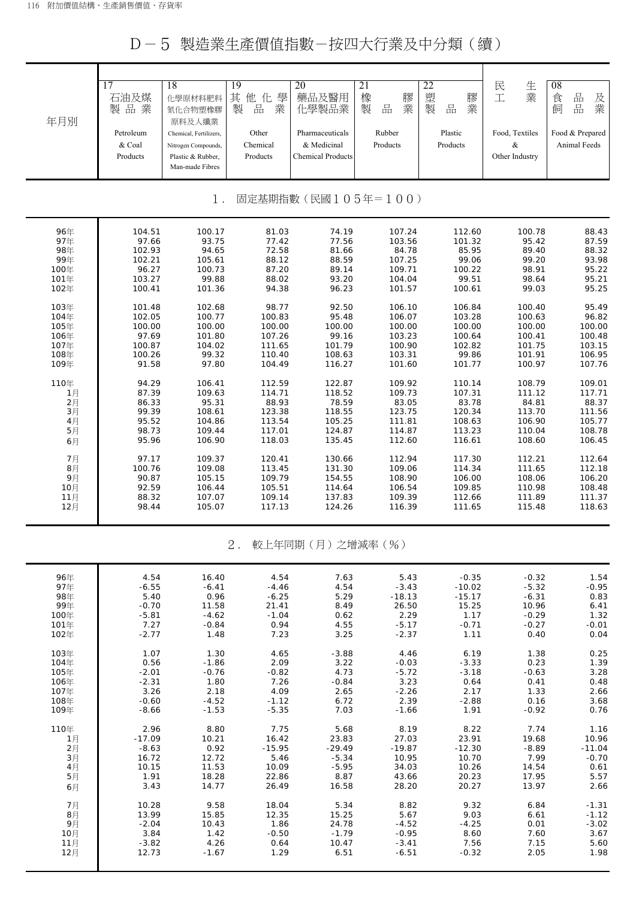# D－5 製造業生產價值指數－按四大行業及中分類（續）

| 年月別 | 17 石油及煤製品業 Petroleum & Coal Products | 18 化學原材料肥料氮化合物塑橡膠原料及人纖業 Chemical, Fertilizers, Nitrogen Compounds, Plastic & Rubber, Man-made Fibres | 19 其他化學製品業 Other Chemical Products | 20 藥品及醫用化學製品業 Pharmaceuticals & Medicinal Chemical Products | 21 橡膠製品業 Rubber Products | 22 塑膠製品業 Plastic Products | 民生工業 Food, Textiles & Other Industry | 08 食品及飼品業 Food & Prepared Animal Feeds |
|---|---|---|---|---|---|---|---|---|
| **1. 固定基期指數（民國105年＝100）** | | | | | | | | |
| 96年 | 104.51 | 100.17 | 81.03 | 74.19 | 107.24 | 112.60 | 100.78 | 88.43 |
| 97年 | 97.66 | 93.75 | 77.42 | 77.56 | 103.56 | 101.32 | 95.42 | 87.59 |
| 98年 | 102.93 | 94.65 | 72.58 | 81.66 | 84.78 | 85.95 | 89.40 | 88.32 |
| 99年 | 102.21 | 105.61 | 88.12 | 88.59 | 107.25 | 99.06 | 99.20 | 93.98 |
| 100年 | 96.27 | 100.73 | 87.20 | 89.14 | 109.71 | 100.22 | 98.91 | 95.22 |
| 101年 | 103.27 | 99.88 | 88.02 | 93.20 | 104.04 | 99.51 | 98.64 | 95.21 |
| 102年 | 100.41 | 101.36 | 94.38 | 96.23 | 101.57 | 100.61 | 99.03 | 95.25 |
| 103年 | 101.48 | 102.68 | 98.77 | 92.50 | 106.10 | 106.84 | 100.40 | 95.49 |
| 104年 | 102.05 | 100.77 | 100.83 | 95.48 | 106.07 | 103.28 | 100.63 | 96.82 |
| 105年 | 100.00 | 100.00 | 100.00 | 100.00 | 100.00 | 100.00 | 100.00 | 100.00 |
| 106年 | 97.69 | 101.80 | 107.26 | 99.16 | 103.23 | 100.64 | 100.41 | 100.48 |
| 107年 | 100.87 | 104.02 | 111.65 | 101.79 | 100.90 | 102.82 | 101.75 | 103.15 |
| 108年 | 100.26 | 99.32 | 110.40 | 108.63 | 103.31 | 99.86 | 101.91 | 106.95 |
| 109年 | 91.58 | 97.80 | 104.49 | 116.27 | 101.60 | 101.77 | 100.97 | 107.76 |
| 110年 | 94.29 | 106.41 | 112.59 | 122.87 | 109.92 | 110.14 | 108.79 | 109.01 |
| 1月 | 87.39 | 109.63 | 114.71 | 118.52 | 109.73 | 107.31 | 111.12 | 117.71 |
| 2月 | 86.33 | 95.31 | 88.93 | 78.59 | 83.05 | 83.78 | 84.81 | 88.37 |
| 3月 | 99.39 | 108.61 | 123.38 | 118.55 | 123.75 | 120.34 | 113.70 | 111.56 |
| 4月 | 95.52 | 104.86 | 113.54 | 105.25 | 111.81 | 108.63 | 106.90 | 105.77 |
| 5月 | 98.73 | 109.44 | 117.01 | 124.87 | 114.87 | 113.23 | 110.04 | 108.78 |
| 6月 | 95.96 | 106.90 | 118.03 | 135.45 | 112.60 | 116.61 | 108.60 | 106.45 |
| 7月 | 97.17 | 109.37 | 120.41 | 130.66 | 112.94 | 117.30 | 112.21 | 112.64 |
| 8月 | 100.76 | 109.08 | 113.45 | 131.30 | 109.06 | 114.34 | 111.65 | 112.18 |
| 9月 | 90.87 | 105.15 | 109.79 | 154.55 | 108.90 | 106.00 | 108.06 | 106.20 |
| 10月 | 92.59 | 106.44 | 105.51 | 114.64 | 106.54 | 109.85 | 110.98 | 108.48 |
| 11月 | 88.32 | 107.07 | 109.14 | 137.83 | 109.39 | 112.66 | 111.89 | 111.37 |
| 12月 | 98.44 | 105.07 | 117.13 | 124.26 | 116.39 | 111.65 | 115.48 | 118.63 |
| **2. 較上年同期（月）之增減率（%）** | | | | | | | | |
| 96年 | 4.54 | 16.40 | 4.54 | 7.63 | 5.43 | -0.35 | -0.32 | 1.54 |
| 97年 | -6.55 | -6.41 | -4.46 | 4.54 | -3.43 | -10.02 | -5.32 | -0.95 |
| 98年 | 5.40 | 0.96 | -6.25 | 5.29 | -18.13 | -15.17 | -6.31 | 0.83 |
| 99年 | -0.70 | 11.58 | 21.41 | 8.49 | 26.50 | 15.25 | 10.96 | 6.41 |
| 100年 | -5.81 | -4.62 | -1.04 | 0.62 | 2.29 | 1.17 | -0.29 | 1.32 |
| 101年 | 7.27 | -0.84 | 0.94 | 4.55 | -5.17 | -0.71 | -0.27 | -0.01 |
| 102年 | -2.77 | 1.48 | 7.23 | 3.25 | -2.37 | 1.11 | 0.40 | 0.04 |
| 103年 | 1.07 | 1.30 | 4.65 | -3.88 | 4.46 | 6.19 | 1.38 | 0.25 |
| 104年 | 0.56 | -1.86 | 2.09 | 3.22 | -0.03 | -3.33 | 0.23 | 1.39 |
| 105年 | -2.01 | -0.76 | -0.82 | 4.73 | -5.72 | -3.18 | -0.63 | 3.28 |
| 106年 | -2.31 | 1.80 | 7.26 | -0.84 | 3.23 | 0.64 | 0.41 | 0.48 |
| 107年 | 3.26 | 2.18 | 4.09 | 2.65 | -2.26 | 2.17 | 1.33 | 2.66 |
| 108年 | -0.60 | -4.52 | -1.12 | 6.72 | 2.39 | -2.88 | 0.16 | 3.68 |
| 109年 | -8.66 | -1.53 | -5.35 | 7.03 | -1.66 | 1.91 | -0.92 | 0.76 |
| 110年 | 2.96 | 8.80 | 7.75 | 5.68 | 8.19 | 8.22 | 7.74 | 1.16 |
| 1月 | -17.09 | 10.21 | 16.42 | 23.83 | 27.03 | 23.91 | 19.68 | 10.96 |
| 2月 | -8.63 | 0.92 | -15.95 | -29.49 | -19.87 | -12.30 | -8.89 | -11.04 |
| 3月 | 16.72 | 12.72 | 5.46 | -5.34 | 10.95 | 10.70 | 7.99 | -0.70 |
| 4月 | 10.15 | 11.53 | 10.09 | -5.95 | 34.03 | 10.26 | 14.54 | 0.61 |
| 5月 | 1.91 | 18.28 | 22.86 | 8.87 | 43.66 | 20.23 | 17.95 | 5.57 |
| 6月 | 3.43 | 14.77 | 26.49 | 16.58 | 28.20 | 20.27 | 13.97 | 2.66 |
| 7月 | 10.28 | 9.58 | 18.04 | 5.34 | 8.82 | 9.32 | 6.84 | -1.31 |
| 8月 | 13.99 | 15.85 | 12.35 | 15.25 | 5.67 | 9.03 | 6.61 | -1.12 |
| 9月 | -2.04 | 10.43 | 1.86 | 24.78 | -4.52 | -4.25 | 0.01 | -3.02 |
| 10月 | 3.84 | 1.42 | -0.50 | -1.79 | -0.95 | 8.60 | 7.60 | 3.67 |
| 11月 | -3.82 | 4.26 | 0.64 | 10.47 | -3.41 | 7.56 | 7.15 | 5.60 |
| 12月 | 12.73 | -1.67 | 1.29 | 6.51 | -6.51 | -0.32 | 2.05 | 1.98 |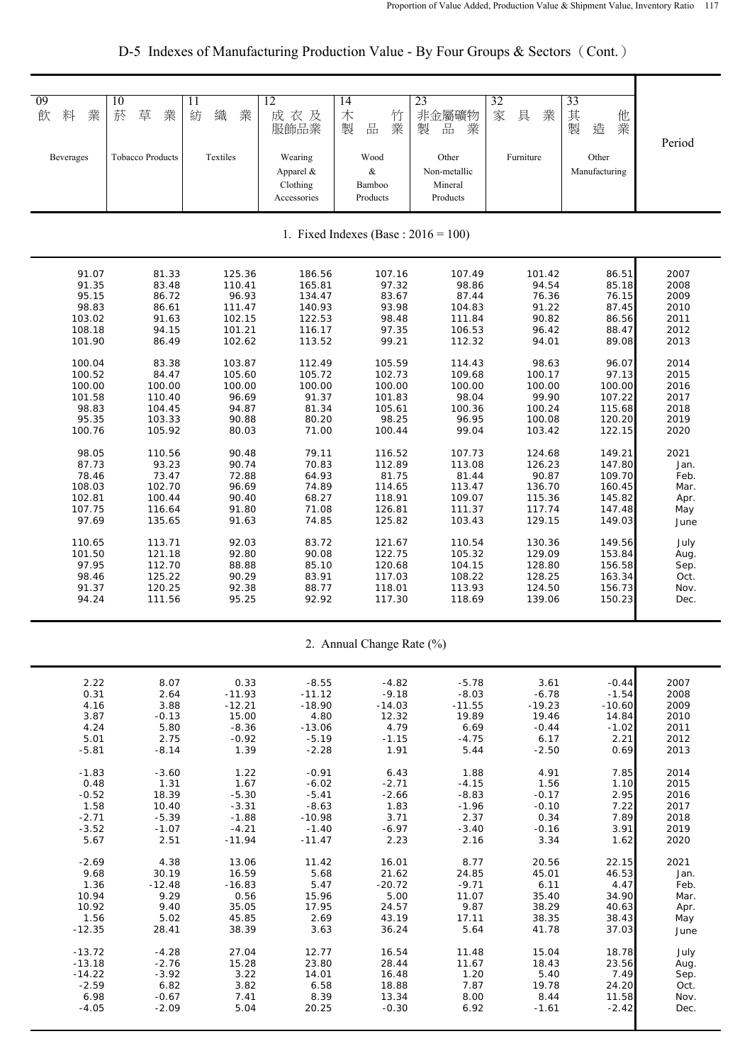# D-5 Indexes of Manufacturing Production Value - By Four Groups & Sectors（Cont.）

| 09 飲料業 Beverages | 10 菸草業 Tobacco Products | 11 紡織業 Textiles | 12 成衣及服飾品業 Wearing Apparel & Clothing Accessories | 14 木竹製品業 Wood & Bamboo Products | 23 非金屬礦物製品業 Other Non-metallic Mineral Products | 32 家具業 Furniture | 33 其他製造業 Other Manufacturing | Period |
|---|---|---|---|---|---|---|---|---|
| 1. Fixed Indexes (Base : 2016 = 100) | | | | | | | | |
| 91.07 | 81.33 | 125.36 | 186.56 | 107.16 | 107.49 | 101.42 | 86.51 | 2007 |
| 91.35 | 83.48 | 110.41 | 165.81 | 97.32 | 98.86 | 94.54 | 85.18 | 2008 |
| 95.15 | 86.72 | 96.93 | 134.47 | 83.67 | 87.44 | 76.36 | 76.15 | 2009 |
| 98.83 | 86.61 | 111.47 | 140.93 | 93.98 | 104.83 | 91.22 | 87.45 | 2010 |
| 103.02 | 91.63 | 102.15 | 122.53 | 98.48 | 111.84 | 90.82 | 86.56 | 2011 |
| 108.18 | 94.15 | 101.21 | 116.17 | 97.35 | 106.53 | 96.42 | 88.47 | 2012 |
| 101.90 | 86.49 | 102.62 | 113.52 | 99.21 | 112.32 | 94.01 | 89.08 | 2013 |
| 100.04 | 83.38 | 103.87 | 112.49 | 105.59 | 114.43 | 98.63 | 96.07 | 2014 |
| 100.52 | 84.47 | 105.60 | 105.72 | 102.73 | 109.68 | 100.17 | 97.13 | 2015 |
| 100.00 | 100.00 | 100.00 | 100.00 | 100.00 | 100.00 | 100.00 | 100.00 | 2016 |
| 101.58 | 110.40 | 96.69 | 91.37 | 101.83 | 98.04 | 99.90 | 107.22 | 2017 |
| 98.83 | 104.45 | 94.87 | 81.34 | 105.61 | 100.36 | 100.24 | 115.68 | 2018 |
| 95.35 | 103.33 | 90.88 | 80.20 | 98.25 | 96.95 | 100.08 | 120.20 | 2019 |
| 100.76 | 105.92 | 80.03 | 71.00 | 100.44 | 99.04 | 103.42 | 122.15 | 2020 |
| 98.05 | 110.56 | 90.48 | 79.11 | 116.52 | 107.73 | 124.68 | 149.21 | 2021 |
| 87.73 | 93.23 | 90.74 | 70.83 | 112.89 | 113.08 | 126.23 | 147.80 | Jan. |
| 78.46 | 73.47 | 72.88 | 64.93 | 81.75 | 81.44 | 90.87 | 109.70 | Feb. |
| 108.03 | 102.70 | 96.69 | 74.89 | 114.65 | 113.47 | 136.70 | 160.45 | Mar. |
| 102.81 | 100.44 | 90.40 | 68.27 | 118.91 | 109.07 | 115.36 | 145.82 | Apr. |
| 107.75 | 116.64 | 91.80 | 71.08 | 126.81 | 111.37 | 117.74 | 147.48 | May |
| 97.69 | 135.65 | 91.63 | 74.85 | 125.82 | 103.43 | 129.15 | 149.03 | June |
| 110.65 | 113.71 | 92.03 | 83.72 | 121.67 | 110.54 | 130.36 | 149.56 | July |
| 101.50 | 121.18 | 92.80 | 90.08 | 122.75 | 105.32 | 129.09 | 153.84 | Aug. |
| 97.95 | 112.70 | 88.88 | 85.10 | 120.68 | 104.15 | 128.80 | 156.58 | Sep. |
| 98.46 | 125.22 | 90.29 | 83.91 | 117.03 | 108.22 | 128.25 | 163.34 | Oct. |
| 91.37 | 120.25 | 92.38 | 88.77 | 118.01 | 113.93 | 124.50 | 156.73 | Nov. |
| 94.24 | 111.56 | 95.25 | 92.92 | 117.30 | 118.69 | 139.06 | 150.23 | Dec. |
| 2. Annual Change Rate (%) | | | | | | | | |
| 2.22 | 8.07 | 0.33 | -8.55 | -4.82 | -5.78 | 3.61 | -0.44 | 2007 |
| 0.31 | 2.64 | -11.93 | -11.12 | -9.18 | -8.03 | -6.78 | -1.54 | 2008 |
| 4.16 | 3.88 | -12.21 | -18.90 | -14.03 | -11.55 | -19.23 | -10.60 | 2009 |
| 3.87 | -0.13 | 15.00 | 4.80 | 12.32 | 19.89 | 19.46 | 14.84 | 2010 |
| 4.24 | 5.80 | -8.36 | -13.06 | 4.79 | 6.69 | -0.44 | -1.02 | 2011 |
| 5.01 | 2.75 | -0.92 | -5.19 | -1.15 | -4.75 | 6.17 | 2.21 | 2012 |
| -5.81 | -8.14 | 1.39 | -2.28 | 1.91 | 5.44 | -2.50 | 0.69 | 2013 |
| -1.83 | -3.60 | 1.22 | -0.91 | 6.43 | 1.88 | 4.91 | 7.85 | 2014 |
| 0.48 | 1.31 | 1.67 | -6.02 | -2.71 | -4.15 | 1.56 | 1.10 | 2015 |
| -0.52 | 18.39 | -5.30 | -5.41 | -2.66 | -8.83 | -0.17 | 2.95 | 2016 |
| 1.58 | 10.40 | -3.31 | -8.63 | 1.83 | -1.96 | -0.10 | 7.22 | 2017 |
| -2.71 | -5.39 | -1.88 | -10.98 | 3.71 | 2.37 | 0.34 | 7.89 | 2018 |
| -3.52 | -1.07 | -4.21 | -1.40 | -6.97 | -3.40 | -0.16 | 3.91 | 2019 |
| 5.67 | 2.51 | -11.94 | -11.47 | 2.23 | 2.16 | 3.34 | 1.62 | 2020 |
| -2.69 | 4.38 | 13.06 | 11.42 | 16.01 | 8.77 | 20.56 | 22.15 | 2021 |
| 9.68 | 30.19 | 16.59 | 5.68 | 21.62 | 24.85 | 45.01 | 46.53 | Jan. |
| 1.36 | -12.48 | -16.83 | 5.47 | -20.72 | -9.71 | 6.11 | 4.47 | Feb. |
| 10.94 | 9.29 | 0.56 | 15.96 | 5.00 | 11.07 | 35.40 | 34.90 | Mar. |
| 10.92 | 9.40 | 35.05 | 17.95 | 24.57 | 9.87 | 38.29 | 40.63 | Apr. |
| 1.56 | 5.02 | 45.85 | 2.69 | 43.19 | 17.11 | 38.35 | 38.43 | May |
| -12.35 | 28.41 | 38.39 | 3.63 | 36.24 | 5.64 | 41.78 | 37.03 | June |
| -13.72 | -4.28 | 27.04 | 12.77 | 16.54 | 11.48 | 15.04 | 18.78 | July |
| -13.18 | -2.76 | 15.28 | 23.80 | 28.44 | 11.67 | 18.43 | 23.56 | Aug. |
| -14.22 | -3.92 | 3.22 | 14.01 | 16.48 | 1.20 | 5.40 | 7.49 | Sep. |
| -2.59 | 6.82 | 3.82 | 6.58 | 18.88 | 7.87 | 19.78 | 24.20 | Oct. |
| 6.98 | -0.67 | 7.41 | 8.39 | 13.34 | 8.00 | 8.44 | 11.58 | Nov. |
| -4.05 | -2.09 | 5.04 | 20.25 | -0.30 | 6.92 | -1.61 | -2.42 | Dec. |